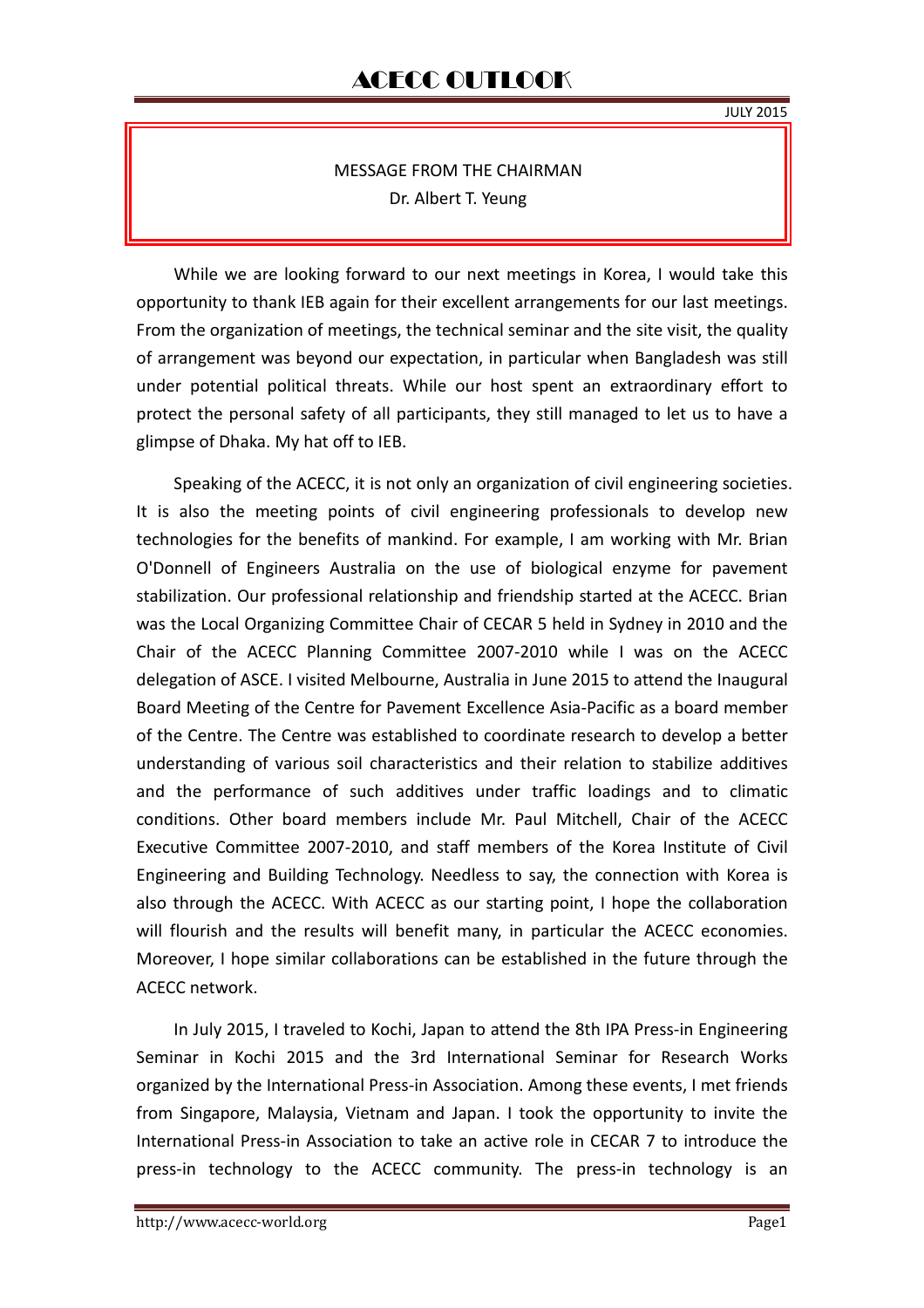# ACECC OUTLOOK

JULY 2015

## MESSAGE FROM THE CHAIRMAN

Dr. Albert T. Yeung

While we are looking forward to our next meetings in Korea, I would take this opportunity to thank IEB again for their excellent arrangements for our last meetings. From the organization of meetings, the technical seminar and the site visit, the quality of arrangement was beyond our expectation, in particular when Bangladesh was still under potential political threats. While our host spent an extraordinary effort to protect the personal safety of all participants, they still managed to let us to have a glimpse of Dhaka. My hat off to IEB.

Speaking of the ACECC, it is not only an organization of civil engineering societies. It is also the meeting points of civil engineering professionals to develop new technologies for the benefits of mankind. For example, I am working with Mr. Brian O'Donnell of Engineers Australia on the use of biological enzyme for pavement stabilization. Our professional relationship and friendship started at the ACECC. Brian was the Local Organizing Committee Chair of CECAR 5 held in Sydney in 2010 and the Chair of the ACECC Planning Committee 2007-2010 while I was on the ACECC delegation of ASCE. I visited Melbourne, Australia in June 2015 to attend the Inaugural Board Meeting of the Centre for Pavement Excellence Asia-Pacific as a board member of the Centre. The Centre was established to coordinate research to develop a better understanding of various soil characteristics and their relation to stabilize additives and the performance of such additives under traffic loadings and to climatic conditions. Other board members include Mr. Paul Mitchell, Chair of the ACECC Executive Committee 2007-2010, and staff members of the Korea Institute of Civil Engineering and Building Technology. Needless to say, the connection with Korea is also through the ACECC. With ACECC as our starting point, I hope the collaboration will flourish and the results will benefit many, in particular the ACECC economies. Moreover, I hope similar collaborations can be established in the future through the ACECC network.

In July 2015, I traveled to Kochi, Japan to attend the 8th IPA Press-in Engineering Seminar in Kochi 2015 and the 3rd International Seminar for Research Works organized by the International Press-in Association. Among these events, I met friends from Singapore, Malaysia, Vietnam and Japan. I took the opportunity to invite the International Press-in Association to take an active role in CECAR 7 to introduce the press-in technology to the ACECC community. The press-in technology is an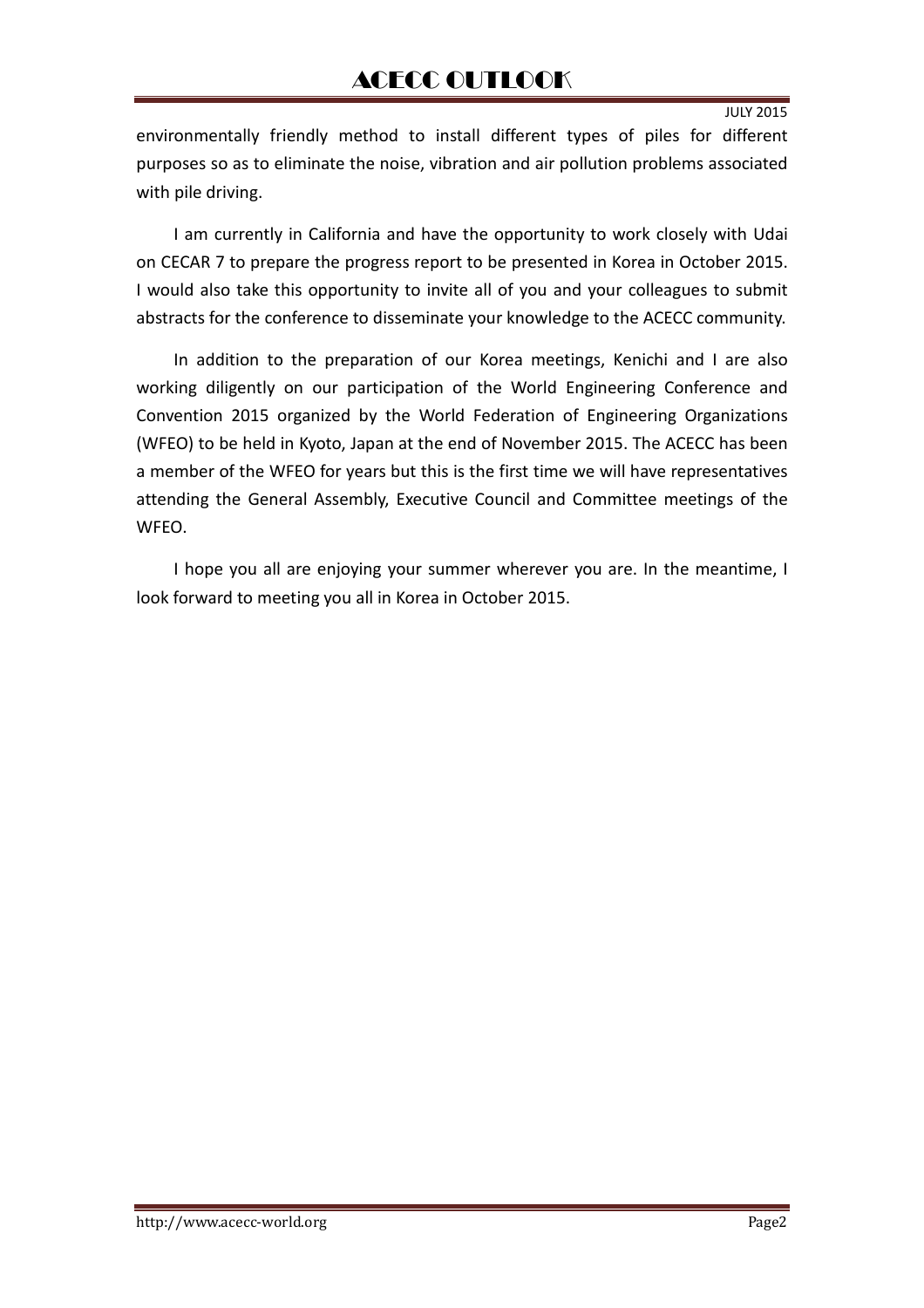environmentally friendly method to install different types of piles for different purposes so as to eliminate the noise, vibration and air pollution problems associated with pile driving.

I am currently in California and have the opportunity to work closely with Udai on CECAR 7 to prepare the progress report to be presented in Korea in October 2015. I would also take this opportunity to invite all of you and your colleagues to submit abstracts for the conference to disseminate your knowledge to the ACECC community.

In addition to the preparation of our Korea meetings, Kenichi and I are also working diligently on our participation of the World Engineering Conference and Convention 2015 organized by the World Federation of Engineering Organizations (WFEO) to be held in Kyoto, Japan at the end of November 2015. The ACECC has been a member of the WFEO for years but this is the first time we will have representatives attending the General Assembly, Executive Council and Committee meetings of the WFEO.

I hope you all are enjoying your summer wherever you are. In the meantime, I look forward to meeting you all in Korea in October 2015.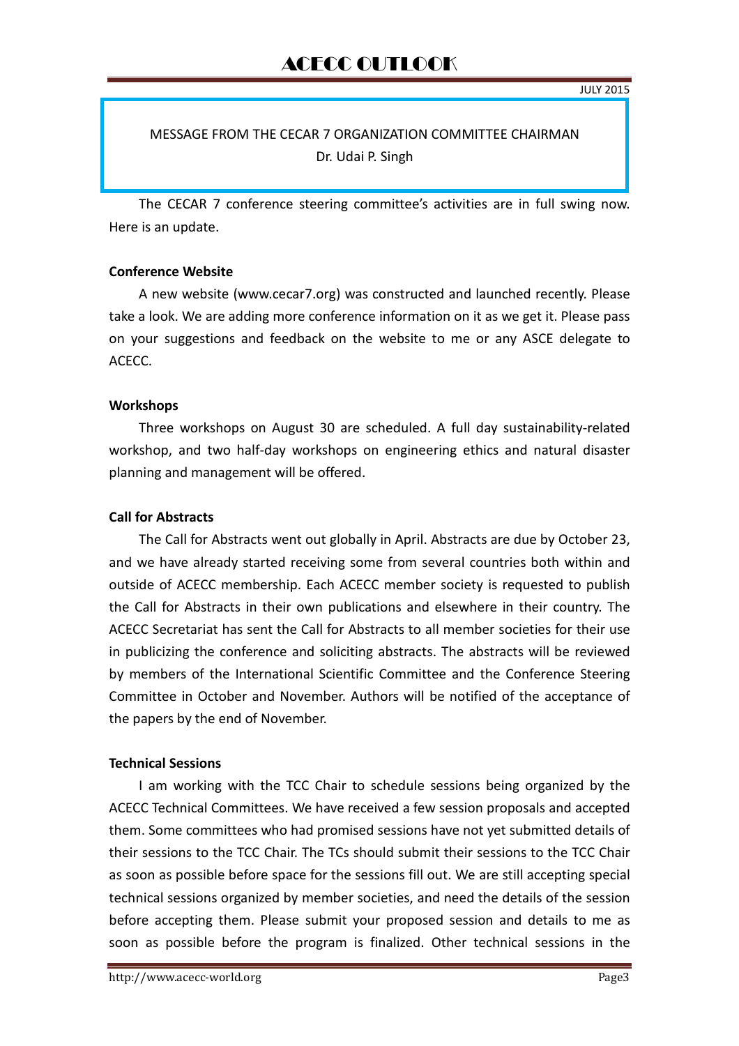MESSAGE FROM THE CECAR 7 ORGANIZATION COMMITTEE CHAIRMAN

Dr. Udai P. Singh

The CECAR 7 conference steering committee's activities are in full swing now. Here is an update.

**Conference Website**

A new website (www.cecar7.org) was constructed and launched recently. Please take a look. We are adding more conference information on it as we get it. Please pass on your suggestions and feedback on the website to me or any ASCE delegate to ACECC.

**Workshops**

Three workshops on August 30 are scheduled. A full day sustainability-related workshop, and two half-day workshops on engineering ethics and natural disaster planning and management will be offered.

**Call for Abstracts**

The Call for Abstracts went out globally in April. Abstracts are due by October 23, and we have already started receiving some from several countries both within and outside of ACECC membership. Each ACECC member society is requested to publish the Call for Abstracts in their own publications and elsewhere in their country. The ACECC Secretariat has sent the Call for Abstracts to all member societies for their use in publicizing the conference and soliciting abstracts. The abstracts will be reviewed by members of the International Scientific Committee and the Conference Steering Committee in October and November. Authors will be notified of the acceptance of the papers by the end of November.

**Technical Sessions**

I am working with the TCC Chair to schedule sessions being organized by the ACECC Technical Committees. We have received a few session proposals and accepted them. Some committees who had promised sessions have not yet submitted details of their sessions to the TCC Chair. The TCs should submit their sessions to the TCC Chair as soon as possible before space for the sessions fill out. We are still accepting special technical sessions organized by member societies, and need the details of the session before accepting them. Please submit your proposed session and details to me as soon as possible before the program is finalized. Other technical sessions in the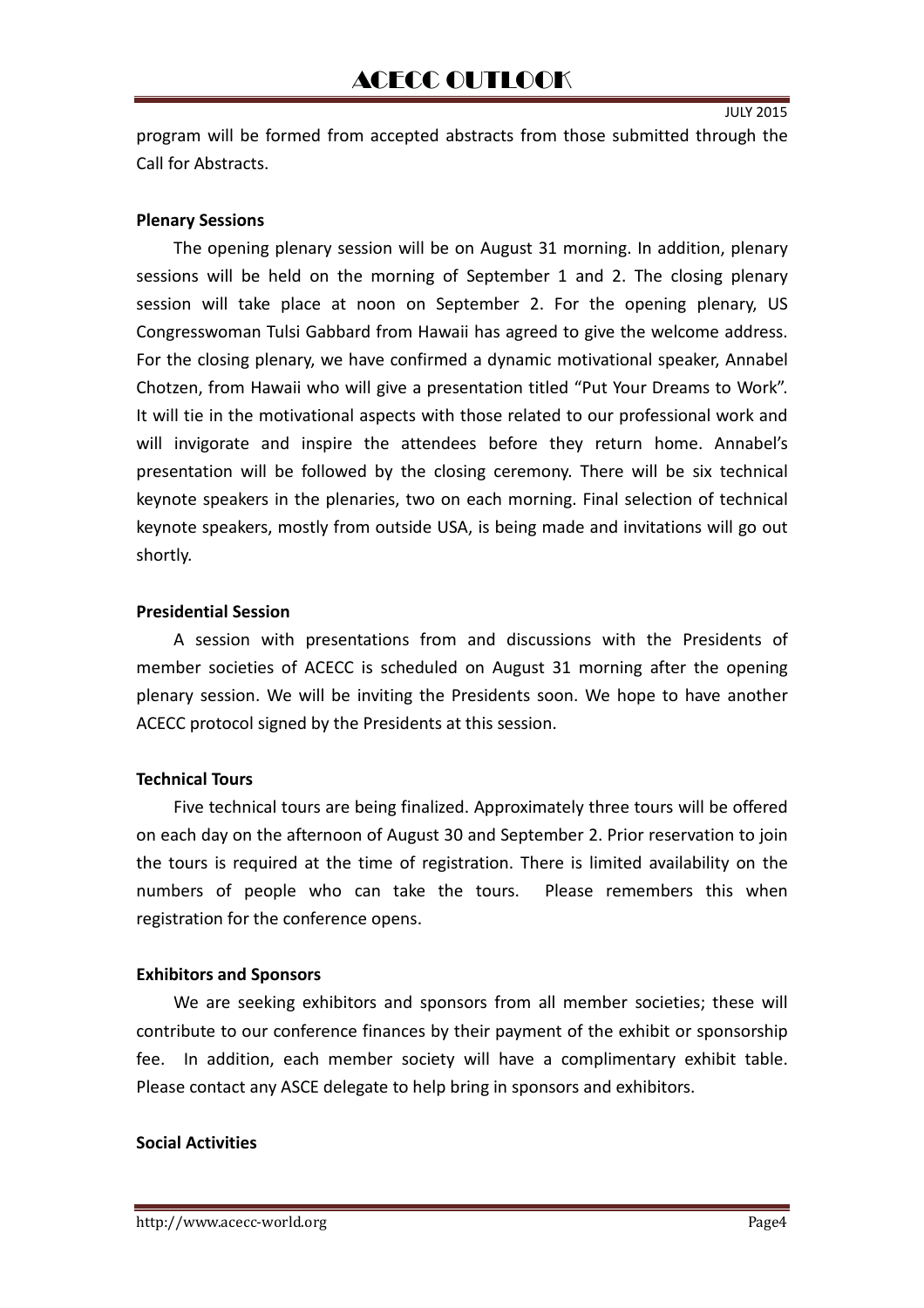program will be formed from accepted abstracts from those submitted through the Call for Abstracts.

**Plenary Sessions**

The opening plenary session will be on August 31 morning. In addition, plenary sessions will be held on the morning of September 1 and 2. The closing plenary session will take place at noon on September 2. For the opening plenary, US Congresswoman Tulsi Gabbard from Hawaii has agreed to give the welcome address. For the closing plenary, we have confirmed a dynamic motivational speaker, Annabel Chotzen, from Hawaii who will give a presentation titled "Put Your Dreams to Work". It will tie in the motivational aspects with those related to our professional work and will invigorate and inspire the attendees before they return home. Annabel's presentation will be followed by the closing ceremony. There will be six technical keynote speakers in the plenaries, two on each morning. Final selection of technical keynote speakers, mostly from outside USA, is being made and invitations will go out shortly.

**Presidential Session**

A session with presentations from and discussions with the Presidents of member societies of ACECC is scheduled on August 31 morning after the opening plenary session. We will be inviting the Presidents soon. We hope to have another ACECC protocol signed by the Presidents at this session.

**Technical Tours**

Five technical tours are being finalized. Approximately three tours will be offered on each day on the afternoon of August 30 and September 2. Prior reservation to join the tours is required at the time of registration. There is limited availability on the numbers of people who can take the tours. Please remembers this when registration for the conference opens.

**Exhibitors and Sponsors**

We are seeking exhibitors and sponsors from all member societies; these will contribute to our conference finances by their payment of the exhibit or sponsorship fee. In addition, each member society will have a complimentary exhibit table. Please contact any ASCE delegate to help bring in sponsors and exhibitors.

**Social Activities**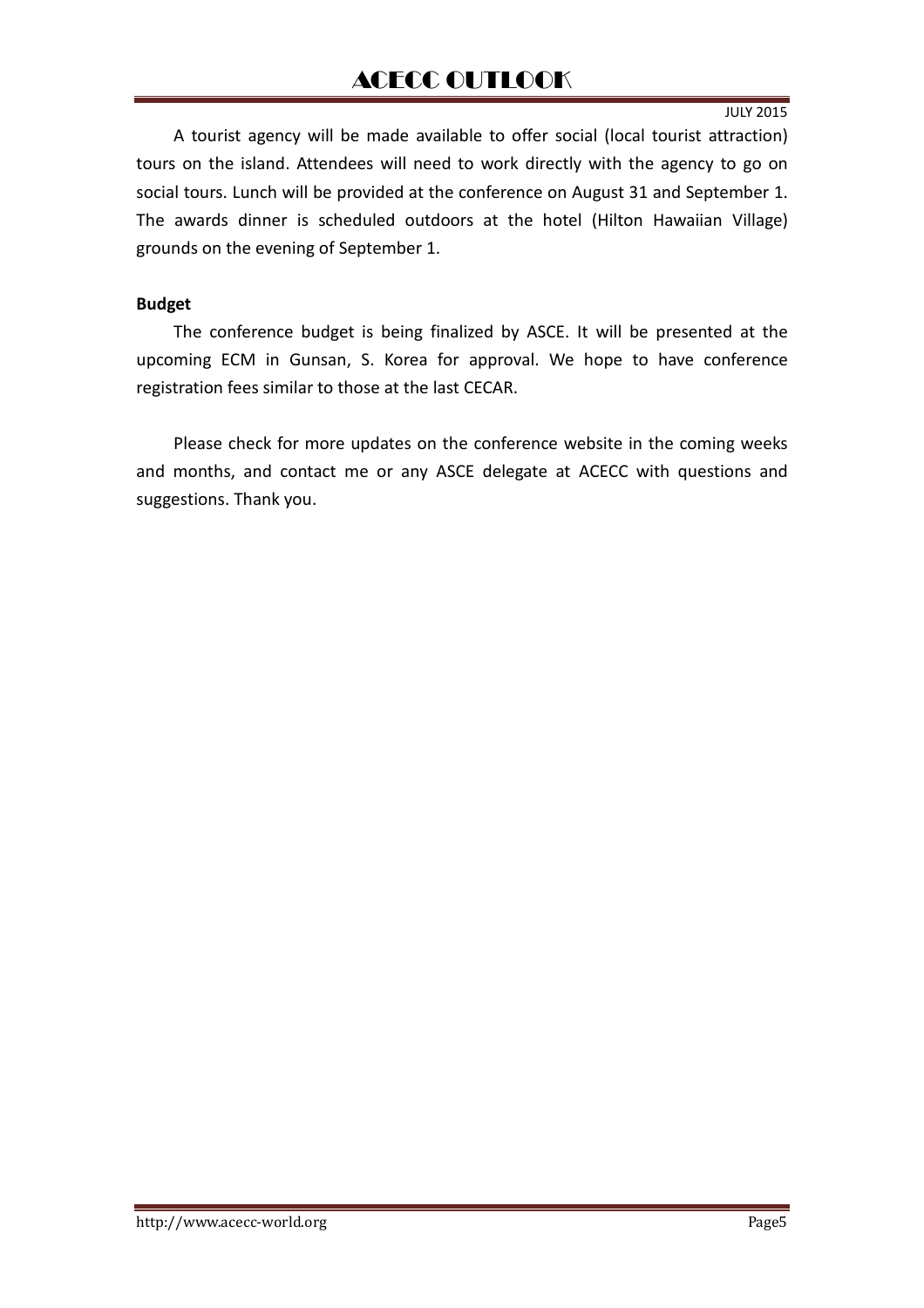A tourist agency will be made available to offer social (local tourist attraction) tours on the island. Attendees will need to work directly with the agency to go on social tours. Lunch will be provided at the conference on August 31 and September 1. The awards dinner is scheduled outdoors at the hotel (Hilton Hawaiian Village) grounds on the evening of September 1.

**Budget**

The conference budget is being finalized by ASCE. It will be presented at the upcoming ECM in Gunsan, S. Korea for approval. We hope to have conference registration fees similar to those at the last CECAR.

Please check for more updates on the conference website in the coming weeks and months, and contact me or any ASCE delegate at ACECC with questions and suggestions. Thank you.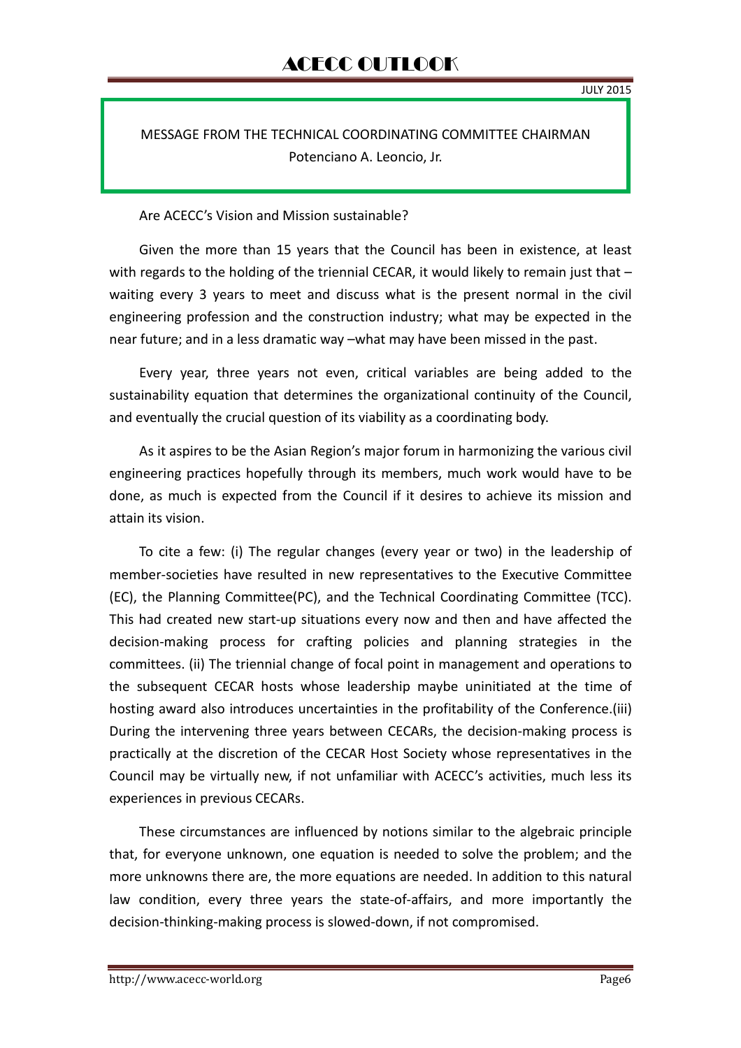## MESSAGE FROM THE TECHNICAL COORDINATING COMMITTEE CHAIRMAN

Potenciano A. Leoncio, Jr.

Are ACECC's Vision and Mission sustainable?

Given the more than 15 years that the Council has been in existence, at least with regards to the holding of the triennial CECAR, it would likely to remain just that – waiting every 3 years to meet and discuss what is the present normal in the civil engineering profession and the construction industry; what may be expected in the near future; and in a less dramatic way –what may have been missed in the past.

Every year, three years not even, critical variables are being added to the sustainability equation that determines the organizational continuity of the Council, and eventually the crucial question of its viability as a coordinating body.

As it aspires to be the Asian Region's major forum in harmonizing the various civil engineering practices hopefully through its members, much work would have to be done, as much is expected from the Council if it desires to achieve its mission and attain its vision.

To cite a few: (i) The regular changes (every year or two) in the leadership of member-societies have resulted in new representatives to the Executive Committee (EC), the Planning Committee(PC), and the Technical Coordinating Committee (TCC). This had created new start-up situations every now and then and have affected the decision-making process for crafting policies and planning strategies in the committees. (ii) The triennial change of focal point in management and operations to the subsequent CECAR hosts whose leadership maybe uninitiated at the time of hosting award also introduces uncertainties in the profitability of the Conference.(iii) During the intervening three years between CECARs, the decision-making process is practically at the discretion of the CECAR Host Society whose representatives in the Council may be virtually new, if not unfamiliar with ACECC's activities, much less its experiences in previous CECARs.

These circumstances are influenced by notions similar to the algebraic principle that, for everyone unknown, one equation is needed to solve the problem; and the more unknowns there are, the more equations are needed. In addition to this natural law condition, every three years the state-of-affairs, and more importantly the decision-thinking-making process is slowed-down, if not compromised.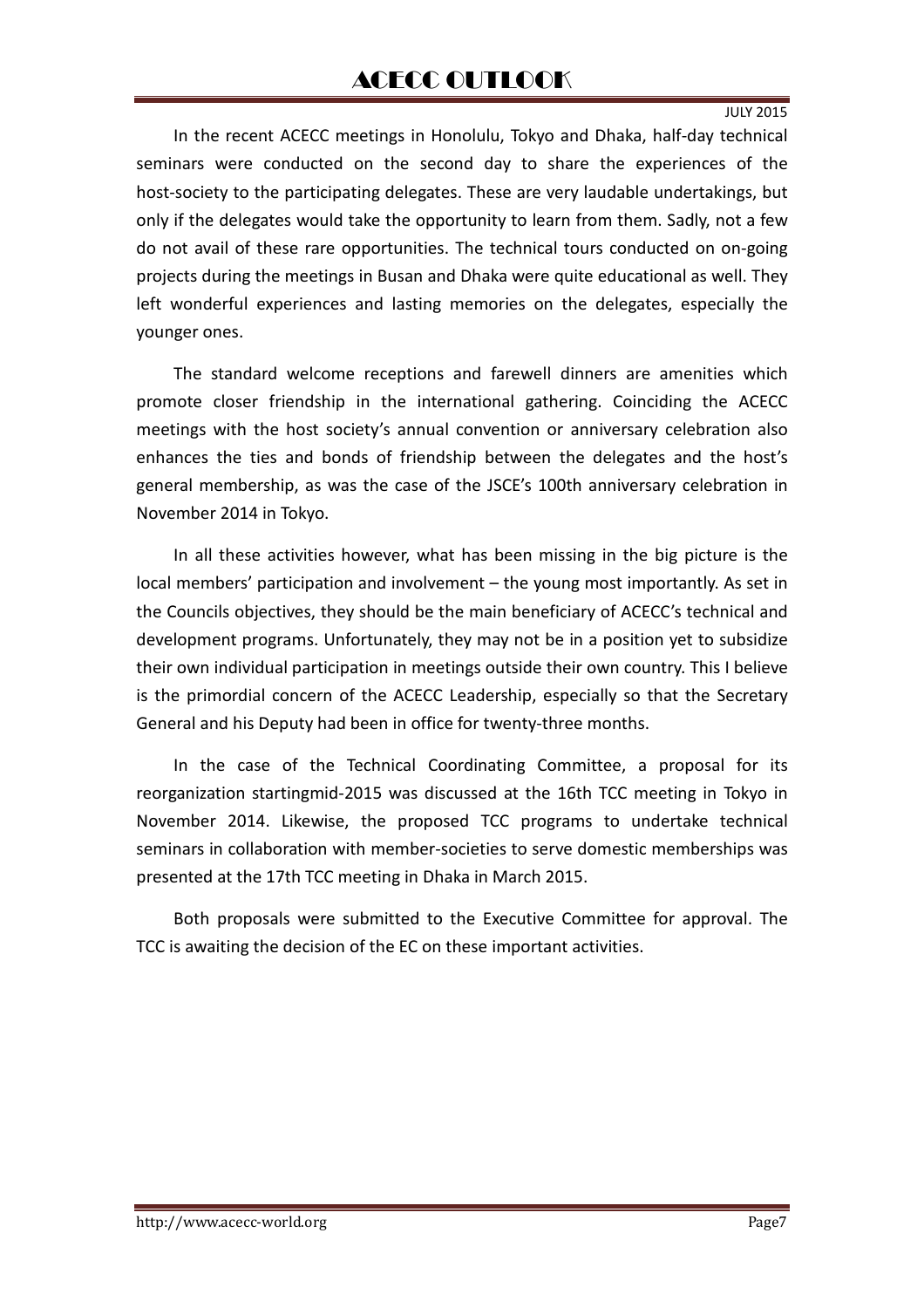In the recent ACECC meetings in Honolulu, Tokyo and Dhaka, half-day technical seminars were conducted on the second day to share the experiences of the host-society to the participating delegates. These are very laudable undertakings, but only if the delegates would take the opportunity to learn from them. Sadly, not a few do not avail of these rare opportunities. The technical tours conducted on on-going projects during the meetings in Busan and Dhaka were quite educational as well. They left wonderful experiences and lasting memories on the delegates, especially the younger ones.

The standard welcome receptions and farewell dinners are amenities which promote closer friendship in the international gathering. Coinciding the ACECC meetings with the host society's annual convention or anniversary celebration also enhances the ties and bonds of friendship between the delegates and the host's general membership, as was the case of the JSCE's 100th anniversary celebration in November 2014 in Tokyo.

In all these activities however, what has been missing in the big picture is the local members' participation and involvement – the young most importantly. As set in the Councils objectives, they should be the main beneficiary of ACECC's technical and development programs. Unfortunately, they may not be in a position yet to subsidize their own individual participation in meetings outside their own country. This I believe is the primordial concern of the ACECC Leadership, especially so that the Secretary General and his Deputy had been in office for twenty-three months.

In the case of the Technical Coordinating Committee, a proposal for its reorganization startingmid-2015 was discussed at the 16th TCC meeting in Tokyo in November 2014. Likewise, the proposed TCC programs to undertake technical seminars in collaboration with member-societies to serve domestic memberships was presented at the 17th TCC meeting in Dhaka in March 2015.

Both proposals were submitted to the Executive Committee for approval. The TCC is awaiting the decision of the EC on these important activities.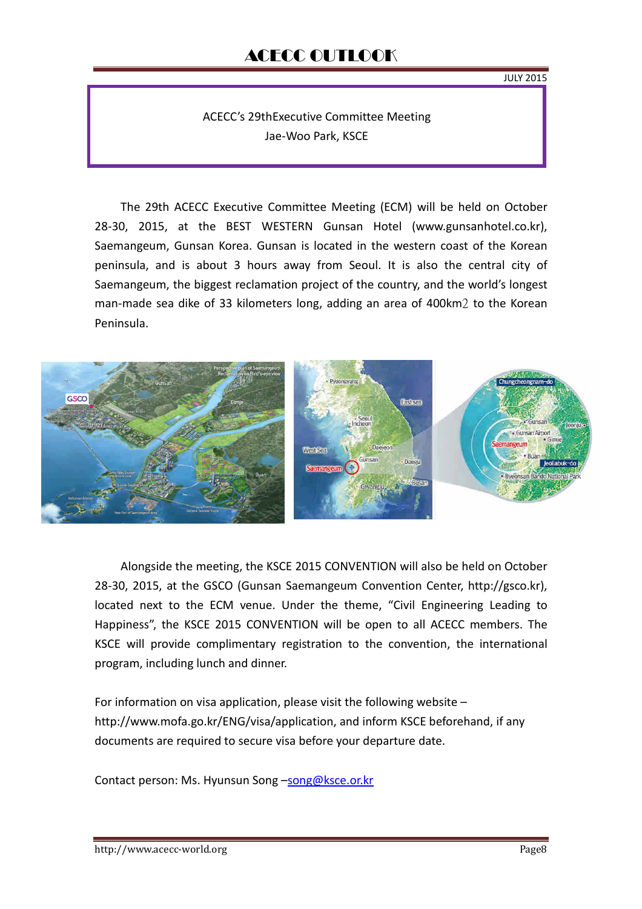ACECC's 29thExecutive Committee Meeting

Jae-Woo Park, KSCE

The 29th ACECC Executive Committee Meeting (ECM) will be held on October 28-30, 2015, at the BEST WESTERN Gunsan Hotel (www.gunsanhotel.co.kr), Saemangeum, Gunsan Korea. Gunsan is located in the western coast of the Korean peninsula, and is about 3 hours away from Seoul. It is also the central city of Saemangeum, the biggest reclamation project of the country, and the world's longest man-made sea dike of 33 kilometers long, adding an area of 400km2 to the Korean Peninsula.

Alongside the meeting, the KSCE 2015 CONVENTION will also be held on October 28-30, 2015, at the GSCO (Gunsan Saemangeum Convention Center, http://gsco.kr), located next to the ECM venue. Under the theme, "Civil Engineering Leading to Happiness", the KSCE 2015 CONVENTION will be open to all ACECC members. The KSCE will provide complimentary registration to the convention, the international program, including lunch and dinner.

For information on visa application, please visit the following website – http://www.mofa.go.kr/ENG/visa/application, and inform KSCE beforehand, if any documents are required to secure visa before your departure date.

Contact person: Ms. Hyunsun Song –song@ksce.or.kr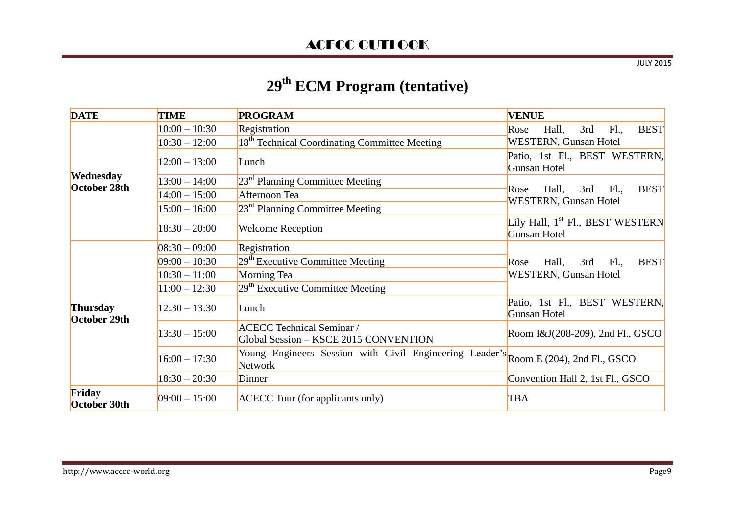# 29th ECM Program (tentative)

| DATE | TIME | PROGRAM | VENUE |
|---|---|---|---|
| Wednesday October 28th | 10:00 – 10:30 | Registration | Rose Hall, 3rd Fl., BEST WESTERN, Gunsan Hotel |
| | 10:30 – 12:00 | 18th Technical Coordinating Committee Meeting | |
| | 12:00 – 13:00 | Lunch | Patio, 1st Fl., BEST WESTERN, Gunsan Hotel |
| | 13:00 – 14:00 | 23rd Planning Committee Meeting | Rose Hall, 3rd Fl., BEST WESTERN, Gunsan Hotel |
| | 14:00 – 15:00 | Afternoon Tea | |
| | 15:00 – 16:00 | 23rd Planning Committee Meeting | |
| | 18:30 – 20:00 | Welcome Reception | Lily Hall, 1st Fl., BEST WESTERN Gunsan Hotel |
| Thursday October 29th | 08:30 – 09:00 | Registration | Rose Hall, 3rd Fl., BEST WESTERN, Gunsan Hotel |
| | 09:00 – 10:30 | 29th Executive Committee Meeting | |
| | 10:30 – 11:00 | Morning Tea | |
| | 11:00 – 12:30 | 29th Executive Committee Meeting | |
| | 12:30 – 13:30 | Lunch | Patio, 1st Fl., BEST WESTERN, Gunsan Hotel |
| | 13:30 – 15:00 | ACECC Technical Seminar / Global Session – KSCE 2015 CONVENTION | Room I&J(208-209), 2nd Fl., GSCO |
| | 16:00 – 17:30 | Young Engineers Session with Civil Engineering Leader's Network | Room E (204), 2nd Fl., GSCO |
| | 18:30 – 20:30 | Dinner | Convention Hall 2, 1st Fl., GSCO |
| Friday October 30th | 09:00 – 15:00 | ACECC Tour (for applicants only) | TBA |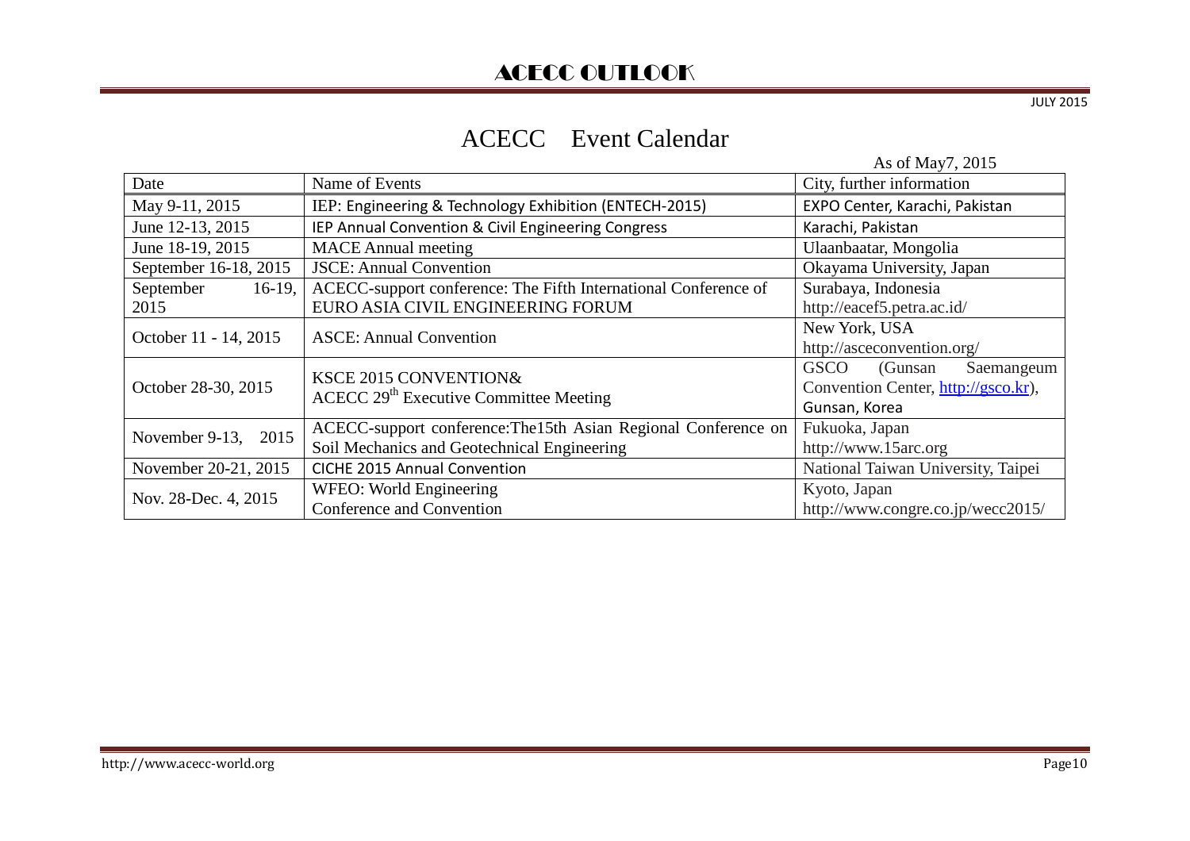# ACECC Event Calendar

As of May7, 2015

| Date | Name of Events | City, further information |
| --- | --- | --- |
| May 9-11, 2015 | IEP: Engineering & Technology Exhibition (ENTECH-2015) | EXPO Center, Karachi, Pakistan |
| June 12-13, 2015 | IEP Annual Convention & Civil Engineering Congress | Karachi, Pakistan |
| June 18-19, 2015 | MACE Annual meeting | Ulaanbaatar, Mongolia |
| September 16-18, 2015 | JSCE: Annual Convention | Okayama University, Japan |
| September 16-19, 2015 | ACECC-support conference: The Fifth International Conference of EURO ASIA CIVIL ENGINEERING FORUM | Surabaya, Indonesia http://eacef5.petra.ac.id/ |
| October 11 - 14, 2015 | ASCE: Annual Convention | New York, USA http://asceconvention.org/ |
| October 28-30, 2015 | KSCE 2015 CONVENTION& ACECC 29th Executive Committee Meeting | GSCO (Gunsan Saemangeum Convention Center, http://gsco.kr), Gunsan, Korea |
| November 9-13, 2015 | ACECC-support conference:The15th Asian Regional Conference on Soil Mechanics and Geotechnical Engineering | Fukuoka, Japan http://www.15arc.org |
| November 20-21, 2015 | CICHE 2015 Annual Convention | National Taiwan University, Taipei |
| Nov. 28-Dec. 4, 2015 | WFEO: World Engineering Conference and Convention | Kyoto, Japan http://www.congre.co.jp/wecc2015/ |